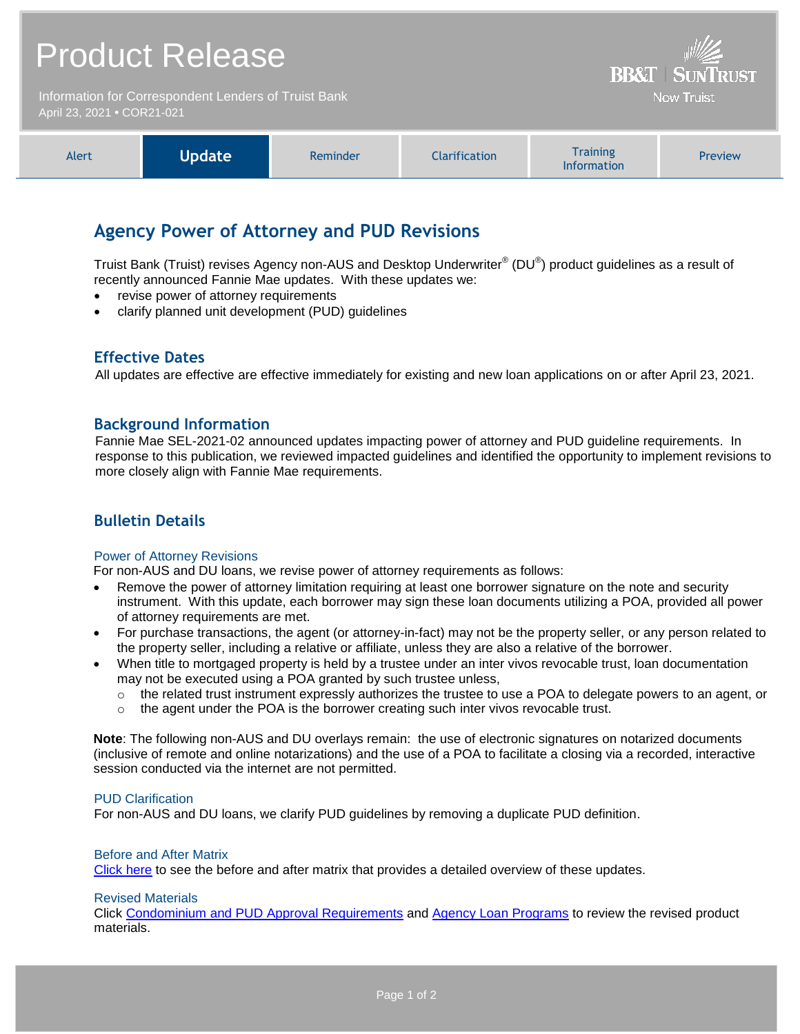# Product Release

Information for Correspondent Lenders of Truist Bank
April 23, 2021 • COR21-021

BB&T | SunTrust
Now Truist

| Alert | **Update** | Reminder | Clarification | Training Information | Preview |
|---|---|---|---|---|---|

## Agency Power of Attorney and PUD Revisions

Truist Bank (Truist) revises Agency non-AUS and Desktop Underwriter® (DU®) product guidelines as a result of recently announced Fannie Mae updates. With these updates we:

- revise power of attorney requirements
- clarify planned unit development (PUD) guidelines

## Effective Dates

All updates are effective are effective immediately for existing and new loan applications on or after April 23, 2021.

## Background Information

Fannie Mae SEL-2021-02 announced updates impacting power of attorney and PUD guideline requirements. In response to this publication, we reviewed impacted guidelines and identified the opportunity to implement revisions to more closely align with Fannie Mae requirements.

## Bulletin Details

### Power of Attorney Revisions

For non-AUS and DU loans, we revise power of attorney requirements as follows:

- Remove the power of attorney limitation requiring at least one borrower signature on the note and security instrument. With this update, each borrower may sign these loan documents utilizing a POA, provided all power of attorney requirements are met.
- For purchase transactions, the agent (or attorney-in-fact) may not be the property seller, or any person related to the property seller, including a relative or affiliate, unless they are also a relative of the borrower.
- When title to mortgaged property is held by a trustee under an inter vivos revocable trust, loan documentation may not be executed using a POA granted by such trustee unless,
  - the related trust instrument expressly authorizes the trustee to use a POA to delegate powers to an agent, or
  - the agent under the POA is the borrower creating such inter vivos revocable trust.

**Note**: The following non-AUS and DU overlays remain: the use of electronic signatures on notarized documents (inclusive of remote and online notarizations) and the use of a POA to facilitate a closing via a recorded, interactive session conducted via the internet are not permitted.

### PUD Clarification

For non-AUS and DU loans, we clarify PUD guidelines by removing a duplicate PUD definition.

### Before and After Matrix

Click here to see the before and after matrix that provides a detailed overview of these updates.

### Revised Materials

Click Condominium and PUD Approval Requirements and Agency Loan Programs to review the revised product materials.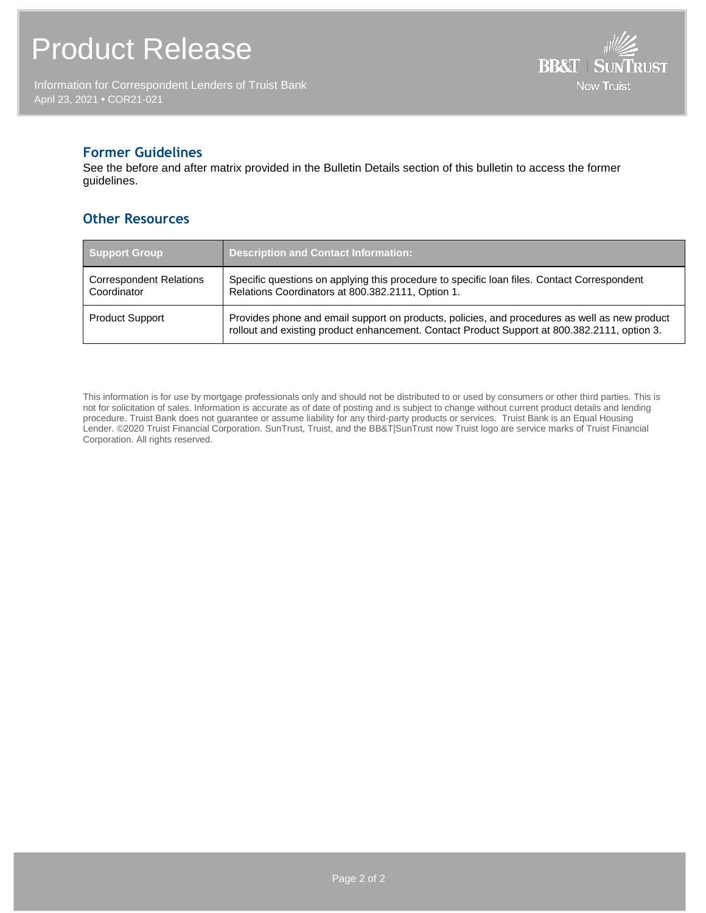## Former Guidelines

See the before and after matrix provided in the Bulletin Details section of this bulletin to access the former guidelines.

## Other Resources

| Support Group | Description and Contact Information: |
|---|---|
| Correspondent Relations Coordinator | Specific questions on applying this procedure to specific loan files. Contact Correspondent Relations Coordinators at 800.382.2111, Option 1. |
| Product Support | Provides phone and email support on products, policies, and procedures as well as new product rollout and existing product enhancement. Contact Product Support at 800.382.2111, option 3. |

This information is for use by mortgage professionals only and should not be distributed to or used by consumers or other third parties. This is not for solicitation of sales. Information is accurate as of date of posting and is subject to change without current product details and lending procedure. Truist Bank does not guarantee or assume liability for any third-party products or services. Truist Bank is an Equal Housing Lender. ©2020 Truist Financial Corporation. SunTrust, Truist, and the BB&T|SunTrust now Truist logo are service marks of Truist Financial Corporation. All rights reserved.